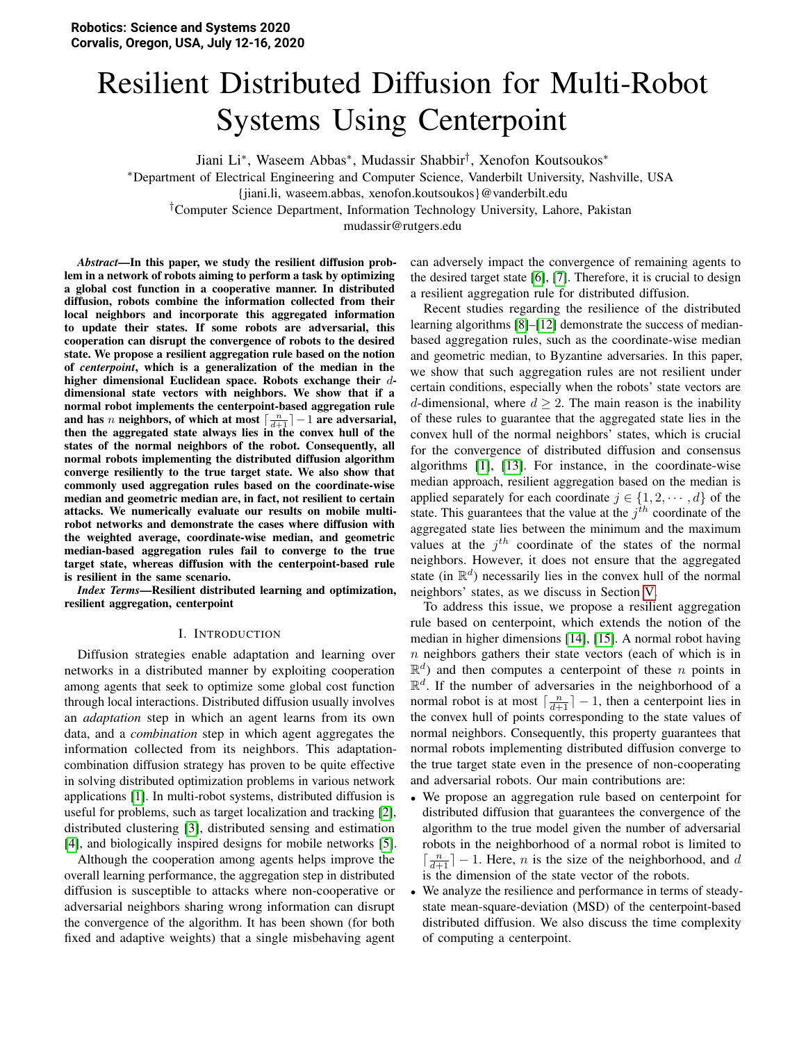# Resilient Distributed Diffusion for Multi-Robot Systems Using Centerpoint

Jiani Li*, Waseem Abbas*, Mudassir Shabbir†, Xenofon Koutsoukos*

*Department of Electrical Engineering and Computer Science, Vanderbilt University, Nashville, USA
{jiani.li, waseem.abbas, xenofon.koutsoukos}@vanderbilt.edu

†Computer Science Department, Information Technology University, Lahore, Pakistan
mudassir@rutgers.edu

***Abstract*—In this paper, we study the resilient diffusion problem in a network of robots aiming to perform a task by optimizing a global cost function in a cooperative manner. In distributed diffusion, robots combine the information collected from their local neighbors and incorporate this aggregated information to update their states. If some robots are adversarial, this cooperation can disrupt the convergence of robots to the desired state. We propose a resilient aggregation rule based on the notion of *centerpoint*, which is a generalization of the median in the higher dimensional Euclidean space. Robots exchange their $d$-dimensional state vectors with neighbors. We show that if a normal robot implements the centerpoint-based aggregation rule and has $n$ neighbors, of which at most $\lceil \frac{n}{d+1} \rceil - 1$ are adversarial, then the aggregated state always lies in the convex hull of the states of the normal neighbors of the robot. Consequently, all normal robots implementing the distributed diffusion algorithm converge resiliently to the true target state. We also show that commonly used aggregation rules based on the coordinate-wise median and geometric median are, in fact, not resilient to certain attacks. We numerically evaluate our results on mobile multi-robot networks and demonstrate the cases where diffusion with the weighted average, coordinate-wise median, and geometric median-based aggregation rules fail to converge to the true target state, whereas diffusion with the centerpoint-based rule is resilient in the same scenario.**

***Index Terms*—Resilient distributed learning and optimization, resilient aggregation, centerpoint**

## I. Introduction

Diffusion strategies enable adaptation and learning over networks in a distributed manner by exploiting cooperation among agents that seek to optimize some global cost function through local interactions. Distributed diffusion usually involves an *adaptation* step in which an agent learns from its own data, and a *combination* step in which agent aggregates the information collected from its neighbors. This adaptation-combination diffusion strategy has proven to be quite effective in solving distributed optimization problems in various network applications [1]. In multi-robot systems, distributed diffusion is useful for problems, such as target localization and tracking [2], distributed clustering [3], distributed sensing and estimation [4], and biologically inspired designs for mobile networks [5].

Although the cooperation among agents helps improve the overall learning performance, the aggregation step in distributed diffusion is susceptible to attacks where non-cooperative or adversarial neighbors sharing wrong information can disrupt the convergence of the algorithm. It has been shown (for both fixed and adaptive weights) that a single misbehaving agent can adversely impact the convergence of remaining agents to the desired target state [6], [7]. Therefore, it is crucial to design a resilient aggregation rule for distributed diffusion.

Recent studies regarding the resilience of the distributed learning algorithms [8]–[12] demonstrate the success of median-based aggregation rules, such as the coordinate-wise median and geometric median, to Byzantine adversaries. In this paper, we show that such aggregation rules are not resilient under certain conditions, especially when the robots' state vectors are $d$-dimensional, where $d \geq 2$. The main reason is the inability of these rules to guarantee that the aggregated state lies in the convex hull of the normal neighbors' states, which is crucial for the convergence of distributed diffusion and consensus algorithms [1], [13]. For instance, in the coordinate-wise median approach, resilient aggregation based on the median is applied separately for each coordinate $j \in \{1, 2, \cdots, d\}$ of the state. This guarantees that the value at the $j^{th}$ coordinate of the aggregated state lies between the minimum and the maximum values at the $j^{th}$ coordinate of the states of the normal neighbors. However, it does not ensure that the aggregated state (in $\mathbb{R}^d$) necessarily lies in the convex hull of the normal neighbors' states, as we discuss in Section V.

To address this issue, we propose a resilient aggregation rule based on centerpoint, which extends the notion of the median in higher dimensions [14], [15]. A normal robot having $n$ neighbors gathers their state vectors (each of which is in $\mathbb{R}^d$) and then computes a centerpoint of these $n$ points in $\mathbb{R}^d$. If the number of adversaries in the neighborhood of a normal robot is at most $\lceil \frac{n}{d+1} \rceil - 1$, then a centerpoint lies in the convex hull of points corresponding to the state values of normal neighbors. Consequently, this property guarantees that normal robots implementing distributed diffusion converge to the true target state even in the presence of non-cooperating and adversarial robots. Our main contributions are:

- We propose an aggregation rule based on centerpoint for distributed diffusion that guarantees the convergence of the algorithm to the true model given the number of adversarial robots in the neighborhood of a normal robot is limited to $\lceil \frac{n}{d+1} \rceil - 1$. Here, $n$ is the size of the neighborhood, and $d$ is the dimension of the state vector of the robots.
- We analyze the resilience and performance in terms of steady-state mean-square-deviation (MSD) of the centerpoint-based distributed diffusion. We also discuss the time complexity of computing a centerpoint.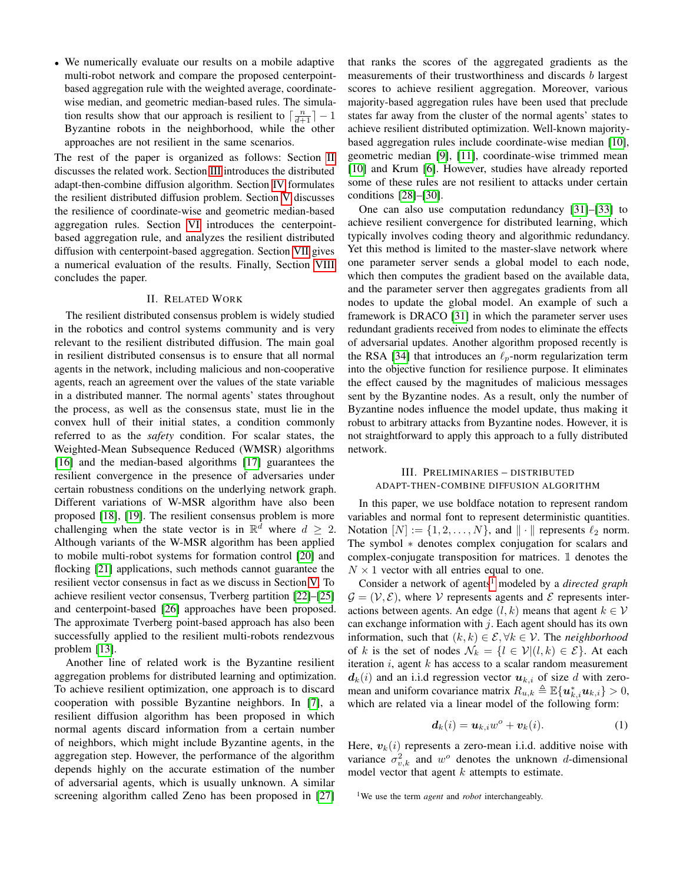- We numerically evaluate our results on a mobile adaptive multi-robot network and compare the proposed centerpoint-based aggregation rule with the weighted average, coordinate-wise median, and geometric median-based rules. The simulation results show that our approach is resilient to $\lceil \frac{n}{d+1} \rceil - 1$ Byzantine robots in the neighborhood, while the other approaches are not resilient in the same scenarios.

The rest of the paper is organized as follows: Section II discusses the related work. Section III introduces the distributed adapt-then-combine diffusion algorithm. Section IV formulates the resilient distributed diffusion problem. Section V discusses the resilience of coordinate-wise and geometric median-based aggregation rules. Section VI introduces the centerpoint-based aggregation rule, and analyzes the resilient distributed diffusion with centerpoint-based aggregation. Section VII gives a numerical evaluation of the results. Finally, Section VIII concludes the paper.

## II. Related Work

The resilient distributed consensus problem is widely studied in the robotics and control systems community and is very relevant to the resilient distributed diffusion. The main goal in resilient distributed consensus is to ensure that all normal agents in the network, including malicious and non-cooperative agents, reach an agreement over the values of the state variable in a distributed manner. The normal agents' states throughout the process, as well as the consensus state, must lie in the convex hull of their initial states, a condition commonly referred to as the *safety* condition. For scalar states, the Weighted-Mean Subsequence Reduced (WMSR) algorithms [16] and the median-based algorithms [17] guarantees the resilient convergence in the presence of adversaries under certain robustness conditions on the underlying network graph. Different variations of W-MSR algorithm have also been proposed [18], [19]. The resilient consensus problem is more challenging when the state vector is in $\mathbb{R}^d$ where $d \geq 2$. Although variants of the W-MSR algorithm has been applied to mobile multi-robot systems for formation control [20] and flocking [21] applications, such methods cannot guarantee the resilient vector consensus in fact as we discuss in Section V. To achieve resilient vector consensus, Tverberg partition [22]–[25] and centerpoint-based [26] approaches have been proposed. The approximate Tverberg point-based approach has also been successfully applied to the resilient multi-robots rendezvous problem [13].

Another line of related work is the Byzantine resilient aggregation problems for distributed learning and optimization. To achieve resilient optimization, one approach is to discard cooperation with possible Byzantine neighbors. In [7], a resilient diffusion algorithm has been proposed in which normal agents discard information from a certain number of neighbors, which might include Byzantine agents, in the aggregation step. However, the performance of the algorithm depends highly on the accurate estimation of the number of adversarial agents, which is usually unknown. A similar screening algorithm called Zeno has been proposed in [27] that ranks the scores of the aggregated gradients as the measurements of their trustworthiness and discards $b$ largest scores to achieve resilient aggregation. Moreover, various majority-based aggregation rules have been used that preclude states far away from the cluster of the normal agents' states to achieve resilient distributed optimization. Well-known majority-based aggregation rules include coordinate-wise median [10], geometric median [9], [11], coordinate-wise trimmed mean [10] and Krum [6]. However, studies have already reported some of these rules are not resilient to attacks under certain conditions [28]–[30].

One can also use computation redundancy [31]–[33] to achieve resilient convergence for distributed learning, which typically involves coding theory and algorithmic redundancy. Yet this method is limited to the master-slave network where one parameter server sends a global model to each node, which then computes the gradient based on the available data, and the parameter server then aggregates gradients from all nodes to update the global model. An example of such a framework is DRACO [31] in which the parameter server uses redundant gradients received from nodes to eliminate the effects of adversarial updates. Another algorithm proposed recently is the RSA [34] that introduces an $\ell_p$-norm regularization term into the objective function for resilience purpose. It eliminates the effect caused by the magnitudes of malicious messages sent by the Byzantine nodes. As a result, only the number of Byzantine nodes influence the model update, thus making it robust to arbitrary attacks from Byzantine nodes. However, it is not straightforward to apply this approach to a fully distributed network.

## III. Preliminaries – Distributed Adapt-then-Combine Diffusion Algorithm

In this paper, we use boldface notation to represent random variables and normal font to represent deterministic quantities. Notation $[N] := \{1, 2, \ldots, N\}$, and $\| \cdot \|$ represents $\ell_2$ norm. The symbol $*$ denotes complex conjugation for scalars and complex-conjugate transposition for matrices. $\mathbb{1}$ denotes the $N \times 1$ vector with all entries equal to one.

Consider a network of agents[1] modeled by a *directed graph* $\mathcal{G} = (\mathcal{V}, \mathcal{E})$, where $\mathcal{V}$ represents agents and $\mathcal{E}$ represents interactions between agents. An edge $(l, k)$ means that agent $k \in \mathcal{V}$ can exchange information with $j$. Each agent should has its own information, such that $(k, k) \in \mathcal{E}, \forall k \in \mathcal{V}$. The *neighborhood* of $k$ is the set of nodes $\mathcal{N}_k = \{l \in \mathcal{V} | (l, k) \in \mathcal{E}\}$. At each iteration $i$, agent $k$ has access to a scalar random measurement $\boldsymbol{d}_k(i)$ and an i.i.d regression vector $\boldsymbol{u}_{k,i}$ of size $d$ with zero-mean and uniform covariance matrix $R_{u,k} \triangleq \mathbb{E}\{\boldsymbol{u}_{k,i}^* \boldsymbol{u}_{k,i}\} > 0$, which are related via a linear model of the following form:

$$\boldsymbol{d}_k(i) = \boldsymbol{u}_{k,i} w^o + \boldsymbol{v}_k(i). \tag{1}$$

Here, $\boldsymbol{v}_k(i)$ represents a zero-mean i.i.d. additive noise with variance $\sigma_{v,k}^2$ and $w^o$ denotes the unknown $d$-dimensional model vector that agent $k$ attempts to estimate.

[1] We use the term *agent* and *robot* interchangeably.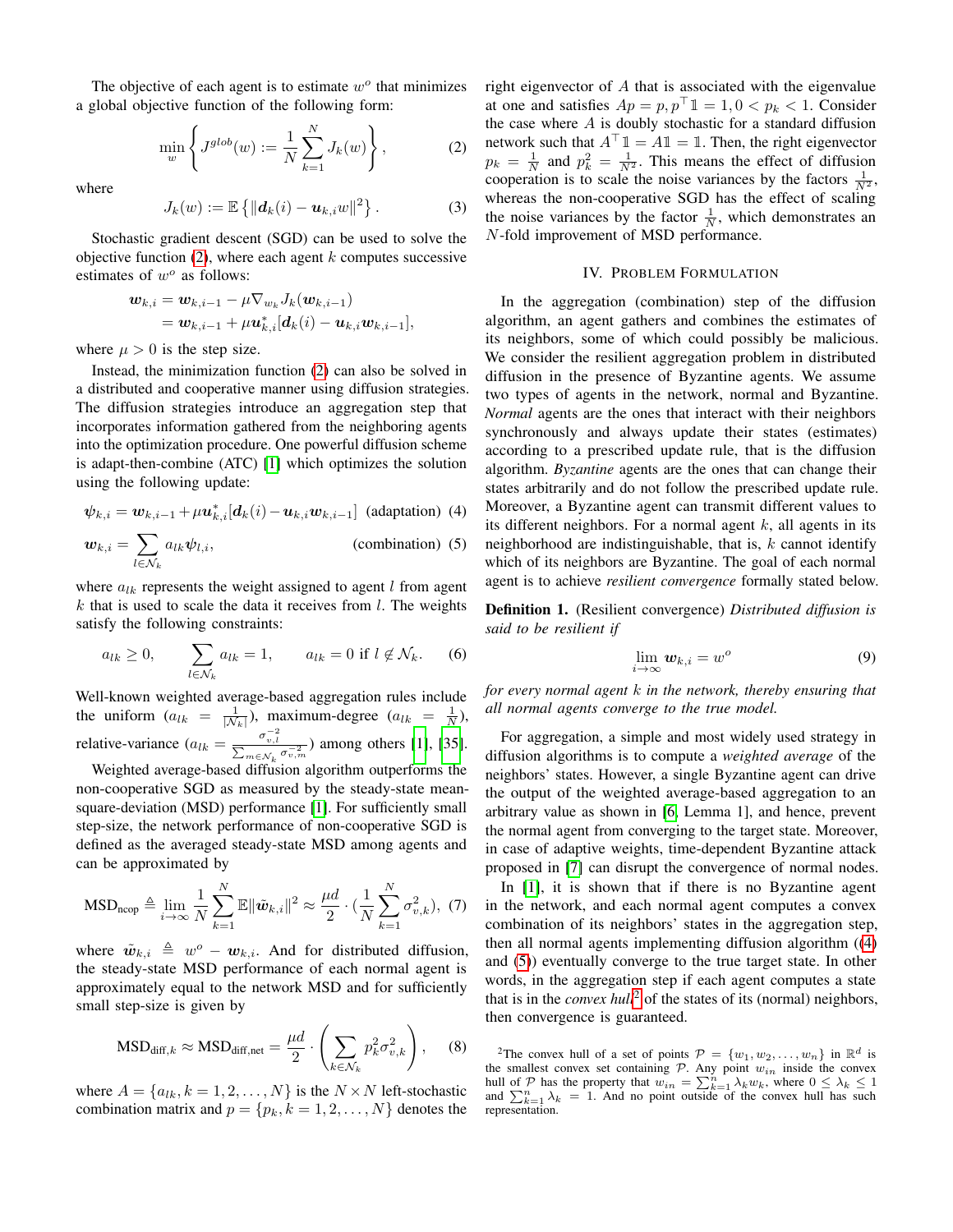The objective of each agent is to estimate $w^o$ that minimizes a global objective function of the following form:

$$\min_w \left\{ J^{glob}(w) := \frac{1}{N} \sum_{k=1}^{N} J_k(w) \right\}, \tag{2}$$

where

$$J_k(w) := \mathbb{E}\left\{ \|\boldsymbol{d}_k(i) - \boldsymbol{u}_{k,i} w\|^2 \right\}. \tag{3}$$

Stochastic gradient descent (SGD) can be used to solve the objective function (2), where each agent $k$ computes successive estimates of $w^o$ as follows:

$$\begin{aligned} \boldsymbol{w}_{k,i} &= \boldsymbol{w}_{k,i-1} - \mu \nabla_{w_k} J_k(\boldsymbol{w}_{k,i-1}) \\ &= \boldsymbol{w}_{k,i-1} + \mu \boldsymbol{u}_{k,i}^* [\boldsymbol{d}_k(i) - \boldsymbol{u}_{k,i} \boldsymbol{w}_{k,i-1}], \end{aligned}$$

where $\mu > 0$ is the step size.

Instead, the minimization function (2) can also be solved in a distributed and cooperative manner using diffusion strategies. The diffusion strategies introduce an aggregation step that incorporates information gathered from the neighboring agents into the optimization procedure. One powerful diffusion scheme is adapt-then-combine (ATC) [1] which optimizes the solution using the following update:

$$\boldsymbol{\psi}_{k,i} = \boldsymbol{w}_{k,i-1} + \mu \boldsymbol{u}_{k,i}^* [\boldsymbol{d}_k(i) - \boldsymbol{u}_{k,i} \boldsymbol{w}_{k,i-1}] \quad \text{(adaptation)} \tag{4}$$

$$\boldsymbol{w}_{k,i} = \sum_{l \in \mathcal{N}_k} a_{lk} \boldsymbol{\psi}_{l,i}, \quad \text{(combination)} \tag{5}$$

where $a_{lk}$ represents the weight assigned to agent $l$ from agent $k$ that is used to scale the data it receives from $l$. The weights satisfy the following constraints:

$$a_{lk} \geq 0, \qquad \sum_{l \in \mathcal{N}_k} a_{lk} = 1, \qquad a_{lk} = 0 \text{ if } l \notin \mathcal{N}_k. \tag{6}$$

Well-known weighted average-based aggregation rules include the uniform ($a_{lk} = \frac{1}{|\mathcal{N}_k|}$), maximum-degree ($a_{lk} = \frac{1}{N}$), relative-variance ($a_{lk} = \frac{\sigma_{v,l}^{-2}}{\sum_{m \in \mathcal{N}_k} \sigma_{v,m}^{-2}}$) among others [1], [35].

Weighted average-based diffusion algorithm outperforms the non-cooperative SGD as measured by the steady-state mean-square-deviation (MSD) performance [1]. For sufficiently small step-size, the network performance of non-cooperative SGD is defined as the averaged steady-state MSD among agents and can be approximated by

$$\text{MSD}_{\text{ncop}} \triangleq \lim_{i \to \infty} \frac{1}{N} \sum_{k=1}^{N} \mathbb{E}\|\tilde{\boldsymbol{w}}_{k,i}\|^2 \approx \frac{\mu d}{2} \cdot \left(\frac{1}{N} \sum_{k=1}^{N} \sigma_{v,k}^2\right), \tag{7}$$

where $\tilde{\boldsymbol{w}}_{k,i} \triangleq w^o - \boldsymbol{w}_{k,i}$. And for distributed diffusion, the steady-state MSD performance of each normal agent is approximately equal to the network MSD and for sufficiently small step-size is given by

$$\text{MSD}_{\text{diff},k} \approx \text{MSD}_{\text{diff,net}} = \frac{\mu d}{2} \cdot \left( \sum_{k \in \mathcal{N}_k} p_k^2 \sigma_{v,k}^2 \right), \tag{8}$$

where $A = \{a_{lk}, k = 1, 2, \ldots, N\}$ is the $N \times N$ left-stochastic combination matrix and $p = \{p_k, k = 1, 2, \ldots, N\}$ denotes the right eigenvector of $A$ that is associated with the eigenvalue at one and satisfies $Ap = p, p^\top \mathbb{1} = 1, 0 < p_k < 1$. Consider the case where $A$ is doubly stochastic for a standard diffusion network such that $A^\top \mathbb{1} = A\mathbb{1} = \mathbb{1}$. Then, the right eigenvector $p_k = \frac{1}{N}$ and $p_k^2 = \frac{1}{N^2}$. This means the effect of diffusion cooperation is to scale the noise variances by the factors $\frac{1}{N^2}$, whereas the non-cooperative SGD has the effect of scaling the noise variances by the factor $\frac{1}{N}$, which demonstrates an $N$-fold improvement of MSD performance.

## IV. Problem Formulation

In the aggregation (combination) step of the diffusion algorithm, an agent gathers and combines the estimates of its neighbors, some of which could possibly be malicious. We consider the resilient aggregation problem in distributed diffusion in the presence of Byzantine agents. We assume two types of agents in the network, normal and Byzantine. *Normal* agents are the ones that interact with their neighbors synchronously and always update their states (estimates) according to a prescribed update rule, that is the diffusion algorithm. *Byzantine* agents are the ones that can change their states arbitrarily and do not follow the prescribed update rule. Moreover, a Byzantine agent can transmit different values to its different neighbors. For a normal agent $k$, all agents in its neighborhood are indistinguishable, that is, $k$ cannot identify which of its neighbors are Byzantine. The goal of each normal agent is to achieve *resilient convergence* formally stated below.

**Definition 1.** (Resilient convergence) *Distributed diffusion is said to be resilient if*

$$\lim_{i \to \infty} \boldsymbol{w}_{k,i} = w^o \tag{9}$$

*for every normal agent $k$ in the network, thereby ensuring that all normal agents converge to the true model.*

For aggregation, a simple and most widely used strategy in diffusion algorithms is to compute a *weighted average* of the neighbors' states. However, a single Byzantine agent can drive the output of the weighted average-based aggregation to an arbitrary value as shown in [6, Lemma 1], and hence, prevent the normal agent from converging to the target state. Moreover, in case of adaptive weights, time-dependent Byzantine attack proposed in [7] can disrupt the convergence of normal nodes.

In [1], it is shown that if there is no Byzantine agent in the network, and each normal agent computes a convex combination of its neighbors' states in the aggregation step, then all normal agents implementing diffusion algorithm ((4) and (5)) eventually converge to the true target state. In other words, in the aggregation step if each agent computes a state that is in the *convex hull*[2] of the states of its (normal) neighbors, then convergence is guaranteed.

[2]The convex hull of a set of points $\mathcal{P} = \{w_1, w_2, \ldots, w_n\}$ in $\mathbb{R}^d$ is the smallest convex set containing $\mathcal{P}$. Any point $w_{in}$ inside the convex hull of $\mathcal{P}$ has the property that $w_{in} = \sum_{k=1}^{n} \lambda_k w_k$, where $0 \leq \lambda_k \leq 1$ and $\sum_{k=1}^{n} \lambda_k = 1$. And no point outside of the convex hull has such representation.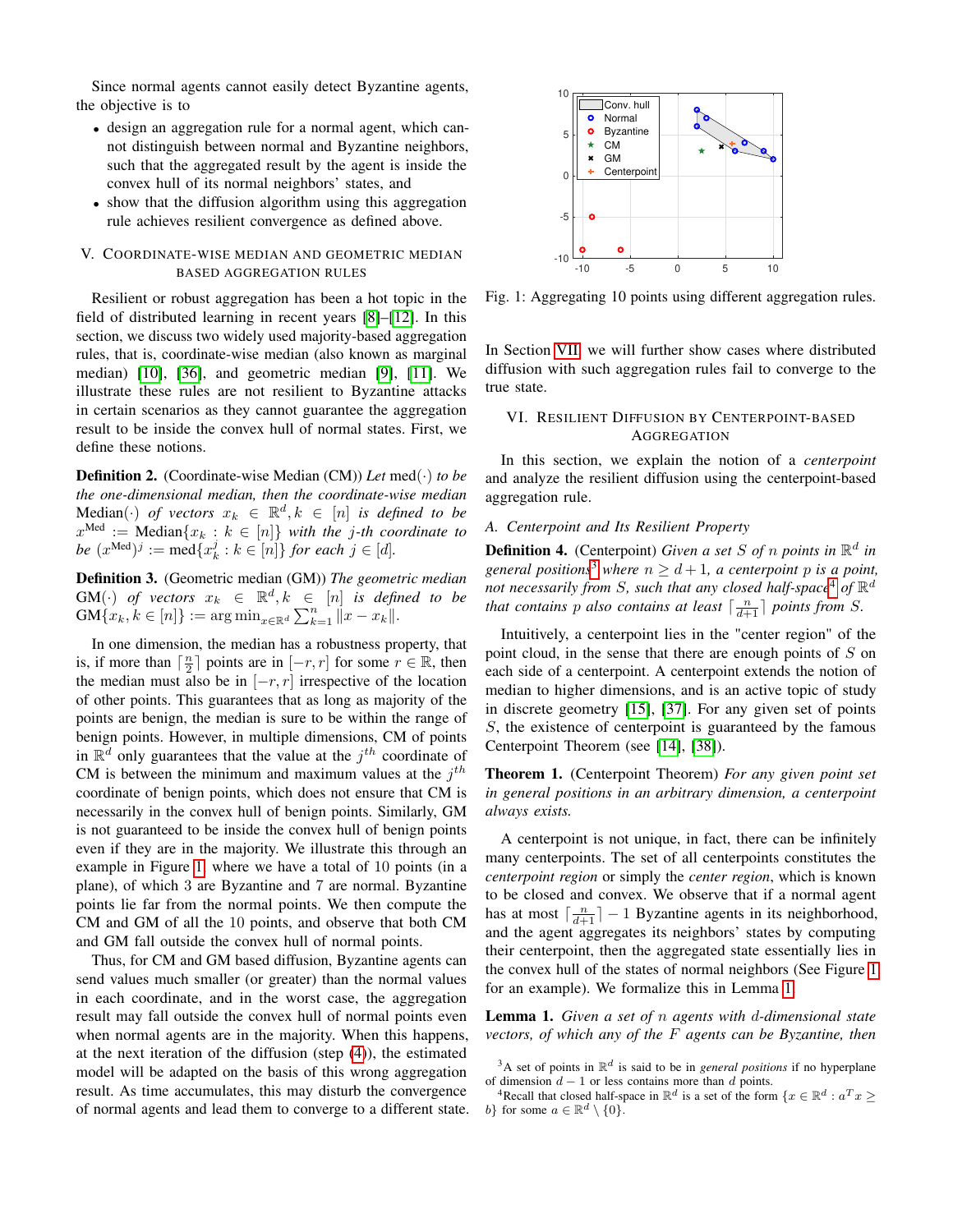Since normal agents cannot easily detect Byzantine agents, the objective is to

- design an aggregation rule for a normal agent, which cannot distinguish between normal and Byzantine neighbors, such that the aggregated result by the agent is inside the convex hull of its normal neighbors' states, and
- show that the diffusion algorithm using this aggregation rule achieves resilient convergence as defined above.

## V. Coordinate-wise Median and Geometric Median Based Aggregation Rules

Resilient or robust aggregation has been a hot topic in the field of distributed learning in recent years [8]–[12]. In this section, we discuss two widely used majority-based aggregation rules, that is, coordinate-wise median (also known as marginal median) [10], [36], and geometric median [9], [11]. We illustrate these rules are not resilient to Byzantine attacks in certain scenarios as they cannot guarantee the aggregation result to be inside the convex hull of normal states. First, we define these notions.

**Definition 2.** (Coordinate-wise Median (CM)) *Let* $\text{med}(\cdot)$ *to be the one-dimensional median, then the coordinate-wise median* $\text{Median}(\cdot)$ *of vectors* $x_k \in \mathbb{R}^d, k \in [n]$ *is defined to be* $x^{\text{Med}} := \text{Median}\{x_k : k \in [n]\}$ *with the* $j$*-th coordinate to be* $(x^{\text{Med}})^j := \text{med}\{x_k^j : k \in [n]\}$ *for each* $j \in [d]$.

**Definition 3.** (Geometric median (GM)) *The geometric median* $\text{GM}(\cdot)$ *of vectors* $x_k \in \mathbb{R}^d, k \in [n]$ *is defined to be* $\text{GM}\{x_k, k \in [n]\} := \arg\min_{x \in \mathbb{R}^d} \sum_{k=1}^n \|x - x_k\|$.

In one dimension, the median has a robustness property, that is, if more than $\lceil \frac{n}{2} \rceil$ points are in $[-r, r]$ for some $r \in \mathbb{R}$, then the median must also be in $[-r, r]$ irrespective of the location of other points. This guarantees that as long as majority of the points are benign, the median is sure to be within the range of benign points. However, in multiple dimensions, CM of points in $\mathbb{R}^d$ only guarantees that the value at the $j^{th}$ coordinate of CM is between the minimum and maximum values at the $j^{th}$ coordinate of benign points, which does not ensure that CM is necessarily in the convex hull of benign points. Similarly, GM is not guaranteed to be inside the convex hull of benign points even if they are in the majority. We illustrate this through an example in Figure 1 where we have a total of 10 points (in a plane), of which 3 are Byzantine and 7 are normal. Byzantine points lie far from the normal points. We then compute the CM and GM of all the 10 points, and observe that both CM and GM fall outside the convex hull of normal points.

Thus, for CM and GM based diffusion, Byzantine agents can send values much smaller (or greater) than the normal values in each coordinate, and in the worst case, the aggregation result may fall outside the convex hull of normal points even when normal agents are in the majority. When this happens, at the next iteration of the diffusion (step (4)), the estimated model will be adapted on the basis of this wrong aggregation result. As time accumulates, this may disturb the convergence of normal agents and lead them to converge to a different state.

Fig. 1: Aggregating 10 points using different aggregation rules.

In Section VII, we will further show cases where distributed diffusion with such aggregation rules fail to converge to the true state.

## VI. Resilient Diffusion by Centerpoint-based Aggregation

In this section, we explain the notion of a *centerpoint* and analyze the resilient diffusion using the centerpoint-based aggregation rule.

### A. Centerpoint and Its Resilient Property

**Definition 4.** (Centerpoint) *Given a set* $S$ *of* $n$ *points in* $\mathbb{R}^d$ *in general positions*[3] *where* $n \geq d+1$*, a centerpoint* $p$ *is a point, not necessarily from* $S$*, such that any closed half-space*[4] *of* $\mathbb{R}^d$ *that contains* $p$ *also contains at least* $\lceil \frac{n}{d+1} \rceil$ *points from* $S$.

Intuitively, a centerpoint lies in the "center region" of the point cloud, in the sense that there are enough points of $S$ on each side of a centerpoint. A centerpoint extends the notion of median to higher dimensions, and is an active topic of study in discrete geometry [15], [37]. For any given set of points $S$, the existence of centerpoint is guaranteed by the famous Centerpoint Theorem (see [14], [38]).

**Theorem 1.** (Centerpoint Theorem) *For any given point set in general positions in an arbitrary dimension, a centerpoint always exists.*

A centerpoint is not unique, in fact, there can be infinitely many centerpoints. The set of all centerpoints constitutes the *centerpoint region* or simply the *center region*, which is known to be closed and convex. We observe that if a normal agent has at most $\lceil \frac{n}{d+1} \rceil - 1$ Byzantine agents in its neighborhood, and the agent aggregates its neighbors' states by computing their centerpoint, then the aggregated state essentially lies in the convex hull of the states of normal neighbors (See Figure 1 for an example). We formalize this in Lemma 1.

**Lemma 1.** *Given a set of* $n$ *agents with* $d$*-dimensional state vectors, of which any of the* $F$ *agents can be Byzantine, then*

[3] A set of points in $\mathbb{R}^d$ is said to be in *general positions* if no hyperplane of dimension $d-1$ or less contains more than $d$ points.

[4] Recall that closed half-space in $\mathbb{R}^d$ is a set of the form $\{x \in \mathbb{R}^d : a^T x \geq b\}$ for some $a \in \mathbb{R}^d \setminus \{0\}$.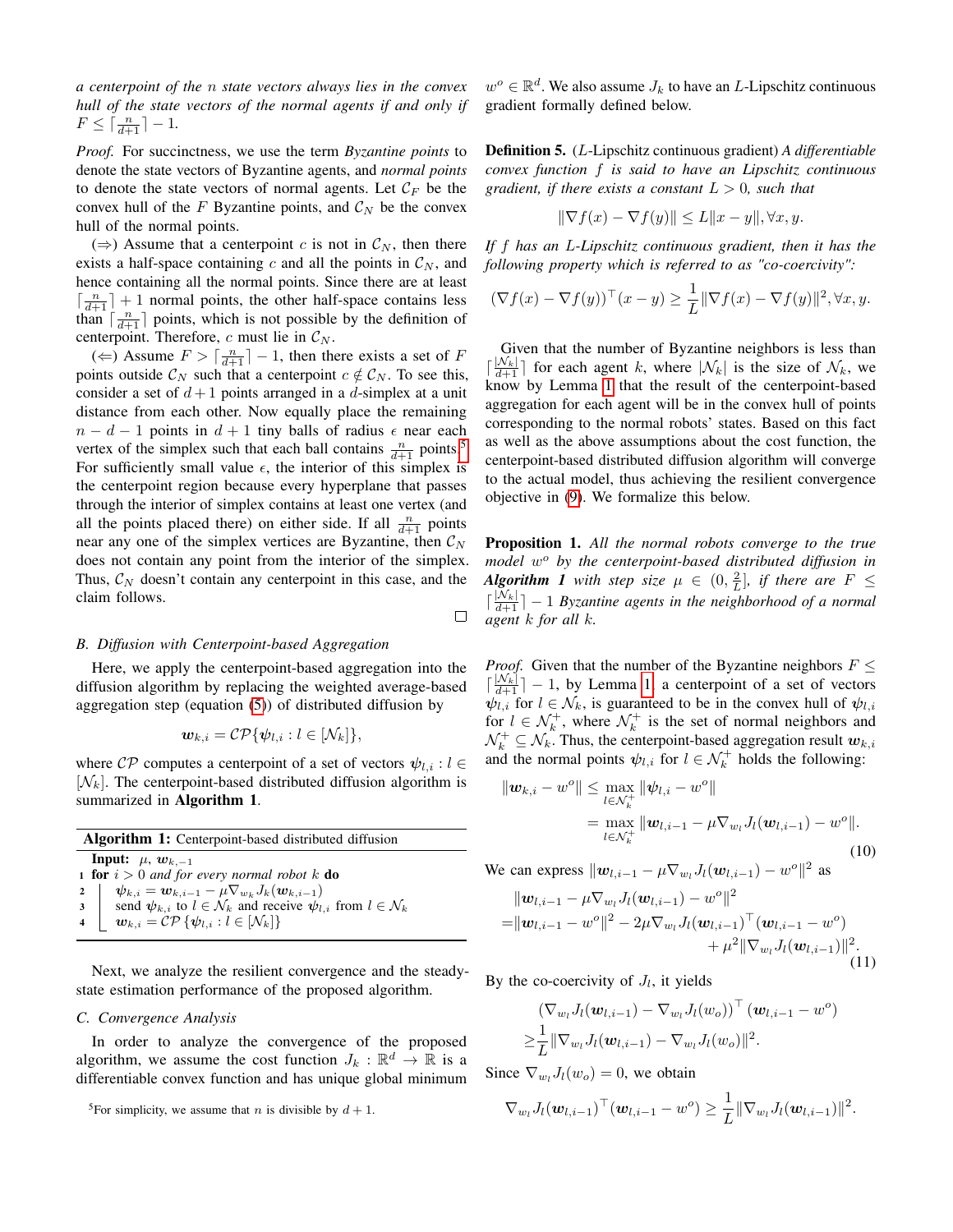*a centerpoint of the $n$ state vectors always lies in the convex hull of the state vectors of the normal agents if and only if $F \leq \lceil \frac{n}{d+1} \rceil - 1$.*

*Proof.* For succinctness, we use the term *Byzantine points* to denote the state vectors of Byzantine agents, and *normal points* to denote the state vectors of normal agents. Let $\mathcal{C}_F$ be the convex hull of the $F$ Byzantine points, and $\mathcal{C}_N$ be the convex hull of the normal points.

($\Rightarrow$) Assume that a centerpoint $c$ is not in $\mathcal{C}_N$, then there exists a half-space containing $c$ and all the points in $\mathcal{C}_N$, and hence containing all the normal points. Since there are at least $\lceil \frac{n}{d+1} \rceil + 1$ normal points, the other half-space contains less than $\lceil \frac{n}{d+1} \rceil$ points, which is not possible by the definition of centerpoint. Therefore, $c$ must lie in $\mathcal{C}_N$.

($\Leftarrow$) Assume $F > \lceil \frac{n}{d+1} \rceil - 1$, then there exists a set of $F$ points outside $\mathcal{C}_N$ such that a centerpoint $c \notin \mathcal{C}_N$. To see this, consider a set of $d+1$ points arranged in a $d$-simplex at a unit distance from each other. Now equally place the remaining $n-d-1$ points in $d+1$ tiny balls of radius $\epsilon$ near each vertex of the simplex such that each ball contains $\frac{n}{d+1}$ points.[5] For sufficiently small value $\epsilon$, the interior of this simplex is the centerpoint region because every hyperplane that passes through the interior of simplex contains at least one vertex (and all the points placed there) on either side. If all $\frac{n}{d+1}$ points near any one of the simplex vertices are Byzantine, then $\mathcal{C}_N$ does not contain any point from the interior of the simplex. Thus, $\mathcal{C}_N$ doesn't contain any centerpoint in this case, and the claim follows. $\square$

### B. Diffusion with Centerpoint-based Aggregation

Here, we apply the centerpoint-based aggregation into the diffusion algorithm by replacing the weighted average-based aggregation step (equation (5)) of distributed diffusion by

$$\boldsymbol{w}_{k,i} = \mathcal{CP}\{\boldsymbol{\psi}_{l,i} : l \in [\mathcal{N}_k]\},$$

where $\mathcal{CP}$ computes a centerpoint of a set of vectors $\boldsymbol{\psi}_{l,i} : l \in [\mathcal{N}_k]$. The centerpoint-based distributed diffusion algorithm is summarized in **Algorithm 1**.

**Algorithm 1:** Centerpoint-based distributed diffusion

```
Input: μ, w_{k,-1}
1 for i > 0 and for every normal robot k do
2     ψ_{k,i} = w_{k,i-1} − μ∇_{w_k} J_k(w_{k,i-1})
3     send ψ_{k,i} to l ∈ N_k and receive ψ_{l,i} from l ∈ N_k
4     w_{k,i} = CP{ψ_{l,i} : l ∈ [N_k]}
```

Next, we analyze the resilient convergence and the steady-state estimation performance of the proposed algorithm.

### C. Convergence Analysis

In order to analyze the convergence of the proposed algorithm, we assume the cost function $J_k : \mathbb{R}^d \to \mathbb{R}$ is a differentiable convex function and has unique global minimum $w^o \in \mathbb{R}^d$. We also assume $J_k$ to have an $L$-Lipschitz continuous gradient formally defined below.

[5]For simplicity, we assume that $n$ is divisible by $d+1$.

**Definition 5.** ($L$-Lipschitz continuous gradient) *A differentiable convex function $f$ is said to have an Lipschitz continuous gradient, if there exists a constant $L > 0$, such that*

$$\|\nabla f(x) - \nabla f(y)\| \leq L\|x - y\|, \forall x, y.$$

*If $f$ has an $L$-Lipschitz continuous gradient, then it has the following property which is referred to as "co-coercivity":*

$$(\nabla f(x) - \nabla f(y))^\top (x - y) \geq \frac{1}{L}\|\nabla f(x) - \nabla f(y)\|^2, \forall x, y.$$

Given that the number of Byzantine neighbors is less than $\lceil \frac{|\mathcal{N}_k|}{d+1} \rceil$ for each agent $k$, where $|\mathcal{N}_k|$ is the size of $\mathcal{N}_k$, we know by Lemma 1 that the result of the centerpoint-based aggregation for each agent will be in the convex hull of points corresponding to the normal robots' states. Based on this fact as well as the above assumptions about the cost function, the centerpoint-based distributed diffusion algorithm will converge to the actual model, thus achieving the resilient convergence objective in (9). We formalize this below.

**Proposition 1.** *All the normal robots converge to the true model $w^o$ by the centerpoint-based distributed diffusion in **Algorithm 1** with step size $\mu \in (0, \frac{2}{L}]$, if there are $F \leq \lceil \frac{|\mathcal{N}_k|}{d+1} \rceil - 1$ Byzantine agents in the neighborhood of a normal agent $k$ for all $k$.*

*Proof.* Given that the number of the Byzantine neighbors $F \leq \lceil \frac{|\mathcal{N}_k|}{d+1} \rceil - 1$, by Lemma 1, a centerpoint of a set of vectors $\boldsymbol{\psi}_{l,i}$ for $l \in \mathcal{N}_k$, is guaranteed to be in the convex hull of $\boldsymbol{\psi}_{l,i}$ for $l \in \mathcal{N}_k^+$, where $\mathcal{N}_k^+$ is the set of normal neighbors and $\mathcal{N}_k^+ \subseteq \mathcal{N}_k$. Thus, the centerpoint-based aggregation result $\boldsymbol{w}_{k,i}$ and the normal points $\boldsymbol{\psi}_{l,i}$ for $l \in \mathcal{N}_k^+$ holds the following:

$$\begin{aligned}\|\boldsymbol{w}_{k,i} - w^o\| &\leq \max_{l \in \mathcal{N}_k^+} \|\boldsymbol{\psi}_{l,i} - w^o\| \\ &= \max_{l \in \mathcal{N}_k^+} \|\boldsymbol{w}_{l,i-1} - \mu\nabla_{w_l} J_l(\boldsymbol{w}_{l,i-1}) - w^o\|.\end{aligned} \tag{10}$$

We can express $\|\boldsymbol{w}_{l,i-1} - \mu\nabla_{w_l} J_l(\boldsymbol{w}_{l,i-1}) - w^o\|^2$ as

$$\begin{aligned}&\|\boldsymbol{w}_{l,i-1} - \mu\nabla_{w_l} J_l(\boldsymbol{w}_{l,i-1}) - w^o\|^2 \\ =&\|\boldsymbol{w}_{l,i-1} - w^o\|^2 - 2\mu\nabla_{w_l} J_l(\boldsymbol{w}_{l,i-1})^\top (\boldsymbol{w}_{l,i-1} - w^o) \\ &+ \mu^2\|\nabla_{w_l} J_l(\boldsymbol{w}_{l,i-1})\|^2.\end{aligned} \tag{11}$$

By the co-coercivity of $J_l$, it yields

$$\begin{aligned}&(\nabla_{w_l} J_l(\boldsymbol{w}_{l,i-1}) - \nabla_{w_l} J_l(w_o))^\top (\boldsymbol{w}_{l,i-1} - w^o) \\ \geq&\frac{1}{L}\|\nabla_{w_l} J_l(\boldsymbol{w}_{l,i-1}) - \nabla_{w_l} J_l(w_o)\|^2.\end{aligned}$$

Since $\nabla_{w_l} J_l(w_o) = 0$, we obtain

$$\nabla_{w_l} J_l(\boldsymbol{w}_{l,i-1})^\top (\boldsymbol{w}_{l,i-1} - w^o) \geq \frac{1}{L}\|\nabla_{w_l} J_l(\boldsymbol{w}_{l,i-1})\|^2.$$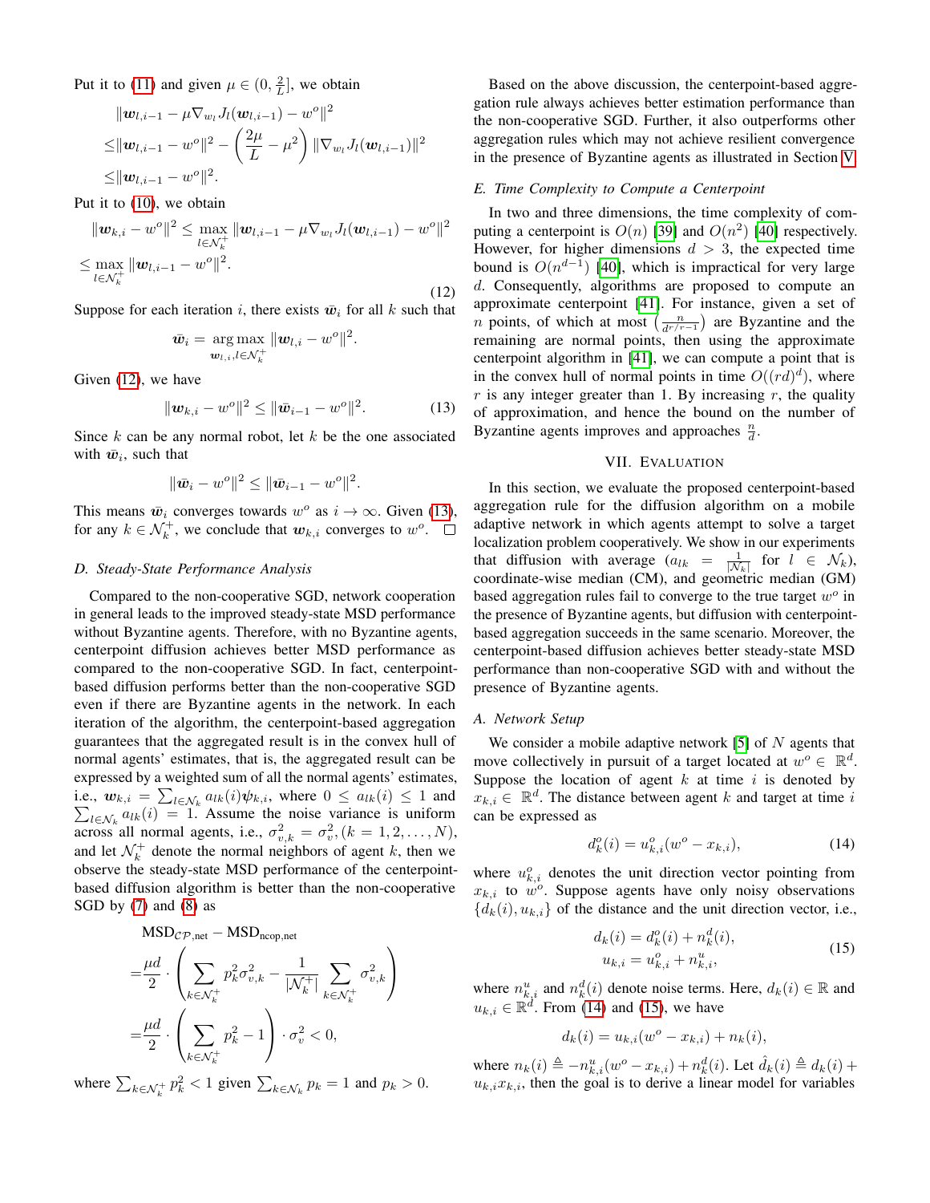Put it to (11) and given $\mu \in (0, \frac{2}{L}]$, we obtain

$$
\begin{aligned}
&\|\boldsymbol{w}_{l,i-1} - \mu \nabla_{w_l} J_l(\boldsymbol{w}_{l,i-1}) - w^o\|^2 \\
\leq &\|\boldsymbol{w}_{l,i-1} - w^o\|^2 - \left(\frac{2\mu}{L} - \mu^2\right) \|\nabla_{w_l} J_l(\boldsymbol{w}_{l,i-1})\|^2 \\
\leq &\|\boldsymbol{w}_{l,i-1} - w^o\|^2.
\end{aligned}
$$

Put it to (10), we obtain

$$
\begin{aligned}
\|\boldsymbol{w}_{k,i} - w^o\|^2 &\leq \max_{l \in \mathcal{N}_k^+} \|\boldsymbol{w}_{l,i-1} - \mu \nabla_{w_l} J_l(\boldsymbol{w}_{l,i-1}) - w^o\|^2 \\
&\leq \max_{l \in \mathcal{N}_k^+} \|\boldsymbol{w}_{l,i-1} - w^o\|^2.
\end{aligned} \tag{12}
$$

Suppose for each iteration $i$, there exists $\bar{\boldsymbol{w}}_i$ for all $k$ such that

$$
\bar{\boldsymbol{w}}_i = \underset{\boldsymbol{w}_{l,i}, l \in \mathcal{N}_k^+}{\arg\max} \|\boldsymbol{w}_{l,i} - w^o\|^2.
$$

Given (12), we have

$$
\|\boldsymbol{w}_{k,i} - w^o\|^2 \leq \|\bar{\boldsymbol{w}}_{i-1} - w^o\|^2. \tag{13}
$$

Since $k$ can be any normal robot, let $k$ be the one associated with $\bar{\boldsymbol{w}}_i$, such that

$$
\|\bar{\boldsymbol{w}}_i - w^o\|^2 \leq \|\bar{\boldsymbol{w}}_{i-1} - w^o\|^2.
$$

This means $\bar{\boldsymbol{w}}_i$ converges towards $w^o$ as $i \to \infty$. Given (13), for any $k \in \mathcal{N}_k^+$, we conclude that $\boldsymbol{w}_{k,i}$ converges to $w^o$. □

### D. Steady-State Performance Analysis

Compared to the non-cooperative SGD, network cooperation in general leads to the improved steady-state MSD performance without Byzantine agents. Therefore, with no Byzantine agents, centerpoint diffusion achieves better MSD performance as compared to the non-cooperative SGD. In fact, centerpoint-based diffusion performs better than the non-cooperative SGD even if there are Byzantine agents in the network. In each iteration of the algorithm, the centerpoint-based aggregation guarantees that the aggregated result is in the convex hull of normal agents' estimates, that is, the aggregated result can be expressed by a weighted sum of all the normal agents' estimates, i.e., $\boldsymbol{w}_{k,i} = \sum_{l \in \mathcal{N}_k} a_{lk}(i) \boldsymbol{\psi}_{k,i}$, where $0 \leq a_{lk}(i) \leq 1$ and $\sum_{l \in \mathcal{N}_k} a_{lk}(i) = 1$. Assume the noise variance is uniform across all normal agents, i.e., $\sigma_{v,k}^2 = \sigma_v^2, (k = 1, 2, \ldots, N)$, and let $\mathcal{N}_k^+$ denote the normal neighbors of agent $k$, then we observe the steady-state MSD performance of the centerpoint-based diffusion algorithm is better than the non-cooperative SGD by (7) and (8) as

$$
\begin{aligned}
&\text{MSD}_{\mathcal{CP},\text{net}} - \text{MSD}_{\text{ncop,net}} \\
=&\frac{\mu d}{2} \cdot \left( \sum_{k \in \mathcal{N}_k^+} p_k^2 \sigma_{v,k}^2 - \frac{1}{|\mathcal{N}_k^+|} \sum_{k \in \mathcal{N}_k^+} \sigma_{v,k}^2 \right) \\
=&\frac{\mu d}{2} \cdot \left( \sum_{k \in \mathcal{N}_k^+} p_k^2 - 1 \right) \cdot \sigma_v^2 < 0,
\end{aligned}
$$

where $\sum_{k \in \mathcal{N}_k^+} p_k^2 < 1$ given $\sum_{k \in \mathcal{N}_k} p_k = 1$ and $p_k > 0$.

Based on the above discussion, the centerpoint-based aggregation rule always achieves better estimation performance than the non-cooperative SGD. Further, it also outperforms other aggregation rules which may not achieve resilient convergence in the presence of Byzantine agents as illustrated in Section V.

### E. Time Complexity to Compute a Centerpoint

In two and three dimensions, the time complexity of computing a centerpoint is $O(n)$ [39] and $O(n^2)$ [40] respectively. However, for higher dimensions $d > 3$, the expected time bound is $O(n^{d-1})$ [40], which is impractical for very large $d$. Consequently, algorithms are proposed to compute an approximate centerpoint [41]. For instance, given a set of $n$ points, of which at most $\left(\frac{n}{d^{r/r-1}}\right)$ are Byzantine and the remaining are normal points, then using the approximate centerpoint algorithm in [41], we can compute a point that is in the convex hull of normal points in time $O((rd)^d)$, where $r$ is any integer greater than 1. By increasing $r$, the quality of approximation, and hence the bound on the number of Byzantine agents improves and approaches $\frac{n}{d}$.

## VII. Evaluation

In this section, we evaluate the proposed centerpoint-based aggregation rule for the diffusion algorithm on a mobile adaptive network in which agents attempt to solve a target localization problem cooperatively. We show in our experiments that diffusion with average ($a_{lk} = \frac{1}{|\mathcal{N}_k|}$ for $l \in \mathcal{N}_k$), coordinate-wise median (CM), and geometric median (GM) based aggregation rules fail to converge to the true target $w^o$ in the presence of Byzantine agents, but diffusion with centerpoint-based aggregation succeeds in the same scenario. Moreover, the centerpoint-based diffusion achieves better steady-state MSD performance than non-cooperative SGD with and without the presence of Byzantine agents.

### A. Network Setup

We consider a mobile adaptive network [5] of $N$ agents that move collectively in pursuit of a target located at $w^o \in \mathbb{R}^d$. Suppose the location of agent $k$ at time $i$ is denoted by $x_{k,i} \in \mathbb{R}^d$. The distance between agent $k$ and target at time $i$ can be expressed as

$$
d_k^o(i) = u_{k,i}^o (w^o - x_{k,i}), \tag{14}
$$

where $u_{k,i}^o$ denotes the unit direction vector pointing from $x_{k,i}$ to $w^o$. Suppose agents have only noisy observations $\{d_k(i), u_{k,i}\}$ of the distance and the unit direction vector, i.e.,

$$
\begin{aligned}
d_k(i) &= d_k^o(i) + n_k^d(i), \\
u_{k,i} &= u_{k,i}^o + n_{k,i}^u,
\end{aligned} \tag{15}
$$

where $n_{k,i}^u$ and $n_k^d(i)$ denote noise terms. Here, $d_k(i) \in \mathbb{R}$ and $u_{k,i} \in \mathbb{R}^d$. From (14) and (15), we have

$$
d_k(i) = u_{k,i}(w^o - x_{k,i}) + n_k(i),
$$

where $n_k(i) \triangleq -n_{k,i}^u (w^o - x_{k,i}) + n_k^d(i)$. Let $\hat{d}_k(i) \triangleq d_k(i) + u_{k,i} x_{k,i}$, then the goal is to derive a linear model for variables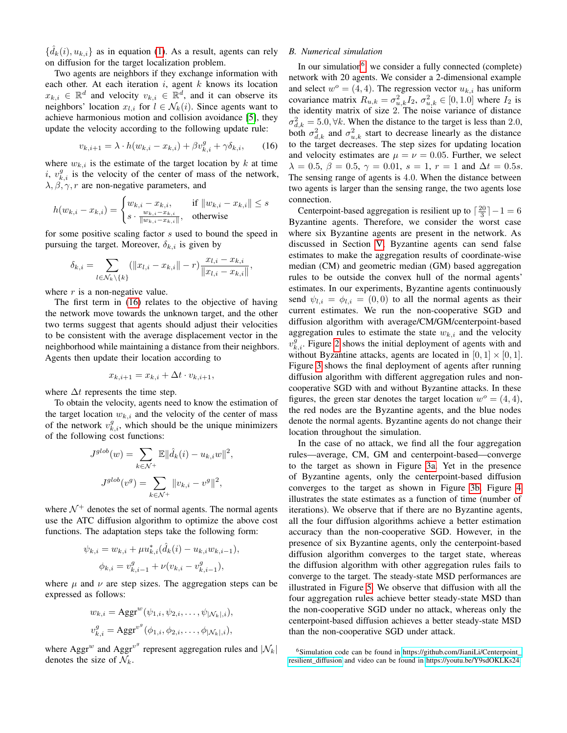$\{\hat{d}_k(i), u_{k,i}\}$ as in equation (1). As a result, agents can rely on diffusion for the target localization problem.

Two agents are neighbors if they exchange information with each other. At each iteration $i$, agent $k$ knows its location $x_{k,i} \in \mathbb{R}^d$ and velocity $v_{k,i} \in \mathbb{R}^d$, and it can observe its neighbors' location $x_{l,i}$ for $l \in \mathcal{N}_k(i)$. Since agents want to achieve harmonious motion and collision avoidance [5], they update the velocity according to the following update rule:

$$v_{k,i+1} = \lambda \cdot h(w_{k,i} - x_{k,i}) + \beta v^g_{k,i} + \gamma \delta_{k,i}, \qquad (16)$$

where $w_{k,i}$ is the estimate of the target location by $k$ at time $i$, $v^g_{k,i}$ is the velocity of the center of mass of the network, $\lambda, \beta, \gamma, r$ are non-negative parameters, and

$$h(w_{k,i} - x_{k,i}) = \begin{cases} w_{k,i} - x_{k,i}, & \text{if } \|w_{k,i} - x_{k,i}\| \le s \\ s \cdot \frac{w_{k,i} - x_{k,i}}{\|w_{k,i} - x_{k,i}\|}, & \text{otherwise} \end{cases}$$

for some positive scaling factor $s$ used to bound the speed in pursuing the target. Moreover, $\delta_{k,i}$ is given by

$$\delta_{k,i} = \sum_{l \in \mathcal{N}_k \setminus \{k\}} (\|x_{l,i} - x_{k,i}\| - r) \frac{x_{l,i} - x_{k,i}}{\|x_{l,i} - x_{k,i}\|},$$

where $r$ is a non-negative value.

The first term in (16) relates to the objective of having the network move towards the unknown target, and the other two terms suggest that agents should adjust their velocities to be consistent with the average displacement vector in the neighborhood while maintaining a distance from their neighbors. Agents then update their location according to

$$x_{k,i+1} = x_{k,i} + \Delta t \cdot v_{k,i+1},$$

where $\Delta t$ represents the time step.

To obtain the velocity, agents need to know the estimation of the target location $w_{k,i}$ and the velocity of the center of mass of the network $v^g_{k,i}$, which should be the unique minimizers of the following cost functions:

$$J^{glob}(w) = \sum_{k \in \mathcal{N}^+} \mathbb{E}\|\hat{d}_k(i) - u_{k,i} w\|^2,$$

$$J^{glob}(v^g) = \sum_{k \in \mathcal{N}^+} \|v_{k,i} - v^g\|^2,$$

where $\mathcal{N}^+$ denotes the set of normal agents. The normal agents use the ATC diffusion algorithm to optimize the above cost functions. The adaptation steps take the following form:

$$\psi_{k,i} = w_{k,i} + \mu u^*_{k,i}(\hat{d}_k(i) - u_{k,i} w_{k,i-1}),$$

$$\phi_{k,i} = v^g_{k,i-1} + \nu(v_{k,i} - v^g_{k,i-1}),$$

where $\mu$ and $\nu$ are step sizes. The aggregation steps can be expressed as follows:

$$w_{k,i} = \text{Aggr}^w(\psi_{1,i}, \psi_{2,i}, \ldots, \psi_{|\mathcal{N}_k|,i}),$$

$$v^g_{k,i} = \text{Aggr}^{v^g}(\phi_{1,i}, \phi_{2,i}, \ldots, \phi_{|\mathcal{N}_k|,i}),$$

where $\text{Aggr}^w$ and $\text{Aggr}^{v^g}$ represent aggregation rules and $|\mathcal{N}_k|$ denotes the size of $\mathcal{N}_k$.

### B. Numerical simulation

In our simulation[6], we consider a fully connected (complete) network with 20 agents. We consider a 2-dimensional example and select $w^o = (4, 4)$. The regression vector $u_{k,i}$ has uniform covariance matrix $R_{u,k} = \sigma^2_{u,k} I_2$, $\sigma^2_{u,k} \in [0, 1.0]$ where $I_2$ is the identity matrix of size 2. The noise variance of distance $\sigma^2_{d,k} = 5.0, \forall k$. When the distance to the target is less than 2.0, both $\sigma^2_{d,k}$ and $\sigma^2_{u,k}$ start to decrease linearly as the distance to the target decreases. The step sizes for updating location and velocity estimates are $\mu = \nu = 0.05$. Further, we select $\lambda = 0.5$, $\beta = 0.5$, $\gamma = 0.01$, $s = 1$, $r = 1$ and $\Delta t = 0.5s$. The sensing range of agents is 4.0. When the distance between two agents is larger than the sensing range, the two agents lose connection.

Centerpoint-based aggregation is resilient up to $\lceil \frac{20}{3} \rceil - 1 = 6$ Byzantine agents. Therefore, we consider the worst case where six Byzantine agents are present in the network. As discussed in Section V, Byzantine agents can send false estimates to make the aggregation results of coordinate-wise median (CM) and geometric median (GM) based aggregation rules to be outside the convex hull of the normal agents' estimates. In our experiments, Byzantine agents continuously send $\psi_{l,i} = \phi_{l,i} = (0, 0)$ to all the normal agents as their current estimates. We run the non-cooperative SGD and diffusion algorithm with average/CM/GM/centerpoint-based aggregation rules to estimate the state $w_{k,i}$ and the velocity $v^g_{k,i}$. Figure 2 shows the initial deployment of agents with and without Byzantine attacks, agents are located in $[0, 1] \times [0, 1]$. Figure 3 shows the final deployment of agents after running diffusion algorithm with different aggregation rules and non-cooperative SGD with and without Byzantine attacks. In these figures, the green star denotes the target location $w^o = (4, 4)$, the red nodes are the Byzantine agents, and the blue nodes denote the normal agents. Byzantine agents do not change their location throughout the simulation.

In the case of no attack, we find all the four aggregation rules—average, CM, GM and centerpoint-based—converge to the target as shown in Figure 3a. Yet in the presence of Byzantine agents, only the centerpoint-based diffusion converges to the target as shown in Figure 3b. Figure 4 illustrates the state estimates as a function of time (number of iterations). We observe that if there are no Byzantine agents, all the four diffusion algorithms achieve a better estimation accuracy than the non-cooperative SGD. However, in the presence of six Byzantine agents, only the centerpoint-based diffusion algorithm converges to the target state, whereas the diffusion algorithm with other aggregation rules fails to converge to the target. The steady-state MSD performances are illustrated in Figure 5. We observe that diffusion with all the four aggregation rules achieve better steady-state MSD than the non-cooperative SGD under no attack, whereas only the centerpoint-based diffusion achieves a better steady-state MSD than the non-cooperative SGD under attack.

[6] Simulation code can be found in https://github.com/JianiLi/Centerpoint_resilient_diffusion and video can be found in https://youtu.be/Y9sdOKLKs24.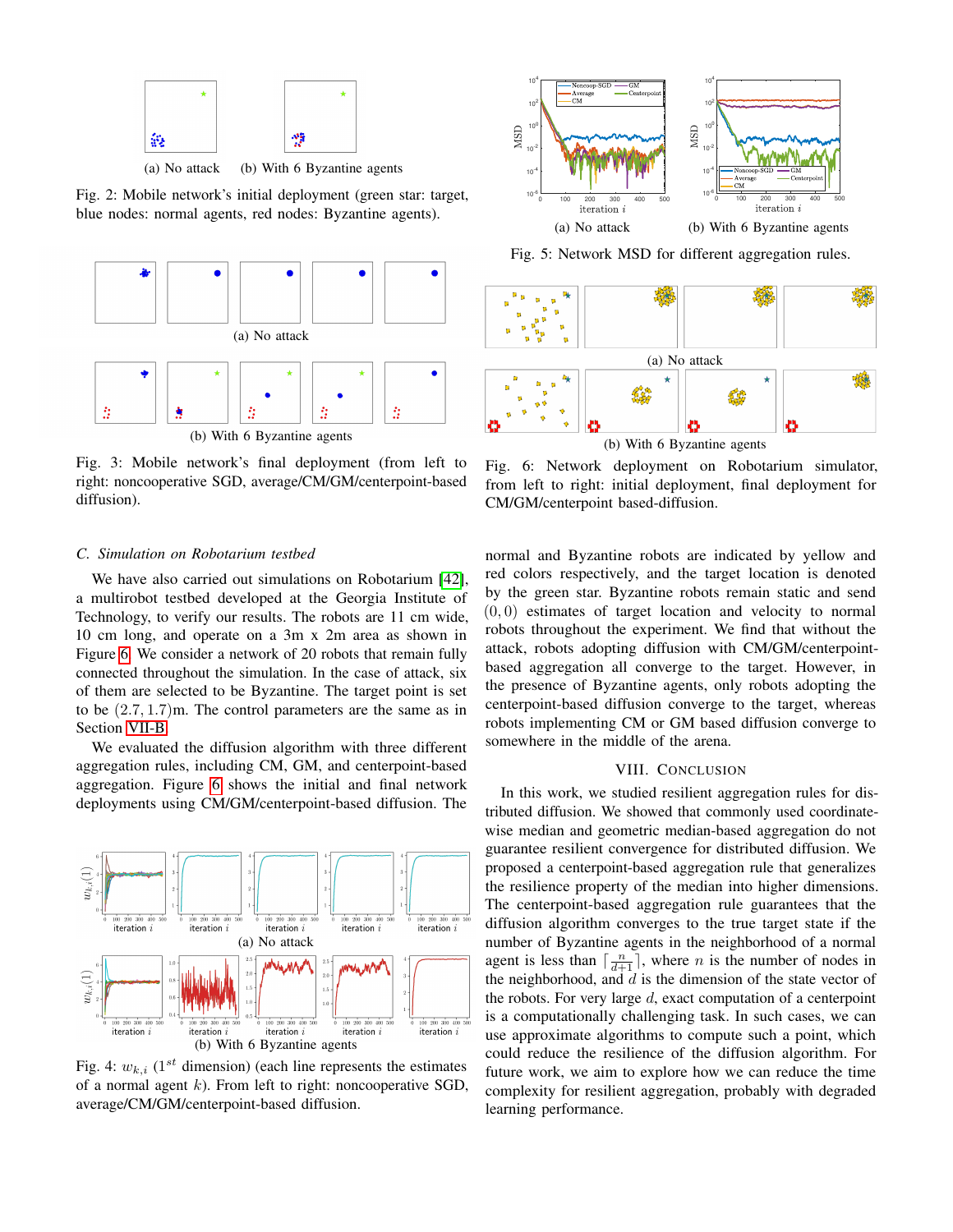(a) No attack (b) With 6 Byzantine agents

Fig. 2: Mobile network's initial deployment (green star: target, blue nodes: normal agents, red nodes: Byzantine agents).

(a) No attack

(b) With 6 Byzantine agents

Fig. 3: Mobile network's final deployment (from left to right: noncooperative SGD, average/CM/GM/centerpoint-based diffusion).

### C. Simulation on Robotarium testbed

We have also carried out simulations on Robotarium [42], a multirobot testbed developed at the Georgia Institute of Technology, to verify our results. The robots are 11 cm wide, 10 cm long, and operate on a 3m x 2m area as shown in Figure 6. We consider a network of 20 robots that remain fully connected throughout the simulation. In the case of attack, six of them are selected to be Byzantine. The target point is set to be $(2.7, 1.7)$m. The control parameters are the same as in Section VII-B.

We evaluated the diffusion algorithm with three different aggregation rules, including CM, GM, and centerpoint-based aggregation. Figure 6 shows the initial and final network deployments using CM/GM/centerpoint-based diffusion. The normal and Byzantine robots are indicated by yellow and red colors respectively, and the target location is denoted by the green star. Byzantine robots remain static and send $(0, 0)$ estimates of target location and velocity to normal robots throughout the experiment. We find that without the attack, robots adopting diffusion with CM/GM/centerpoint-based aggregation all converge to the target. However, in the presence of Byzantine agents, only robots adopting the centerpoint-based diffusion converge to the target, whereas robots implementing CM or GM based diffusion converge to somewhere in the middle of the arena.

(a) No attack

(b) With 6 Byzantine agents

Fig. 4: $w_{k,i}$ ($1^{st}$ dimension) (each line represents the estimates of a normal agent $k$). From left to right: noncooperative SGD, average/CM/GM/centerpoint-based diffusion.

(a) No attack (b) With 6 Byzantine agents

Fig. 5: Network MSD for different aggregation rules.

(a) No attack

(b) With 6 Byzantine agents

Fig. 6: Network deployment on Robotarium simulator, from left to right: initial deployment, final deployment for CM/GM/centerpoint based-diffusion.

## VIII. Conclusion

In this work, we studied resilient aggregation rules for distributed diffusion. We showed that commonly used coordinate-wise median and geometric median-based aggregation do not guarantee resilient convergence for distributed diffusion. We proposed a centerpoint-based aggregation rule that generalizes the resilience property of the median into higher dimensions. The centerpoint-based aggregation rule guarantees that the diffusion algorithm converges to the true target state if the number of Byzantine agents in the neighborhood of a normal agent is less than $\lceil \frac{n}{d+1} \rceil$, where $n$ is the number of nodes in the neighborhood, and $d$ is the dimension of the state vector of the robots. For very large $d$, exact computation of a centerpoint is a computationally challenging task. In such cases, we can use approximate algorithms to compute such a point, which could reduce the resilience of the diffusion algorithm. For future work, we aim to explore how we can reduce the time complexity for resilient aggregation, probably with degraded learning performance.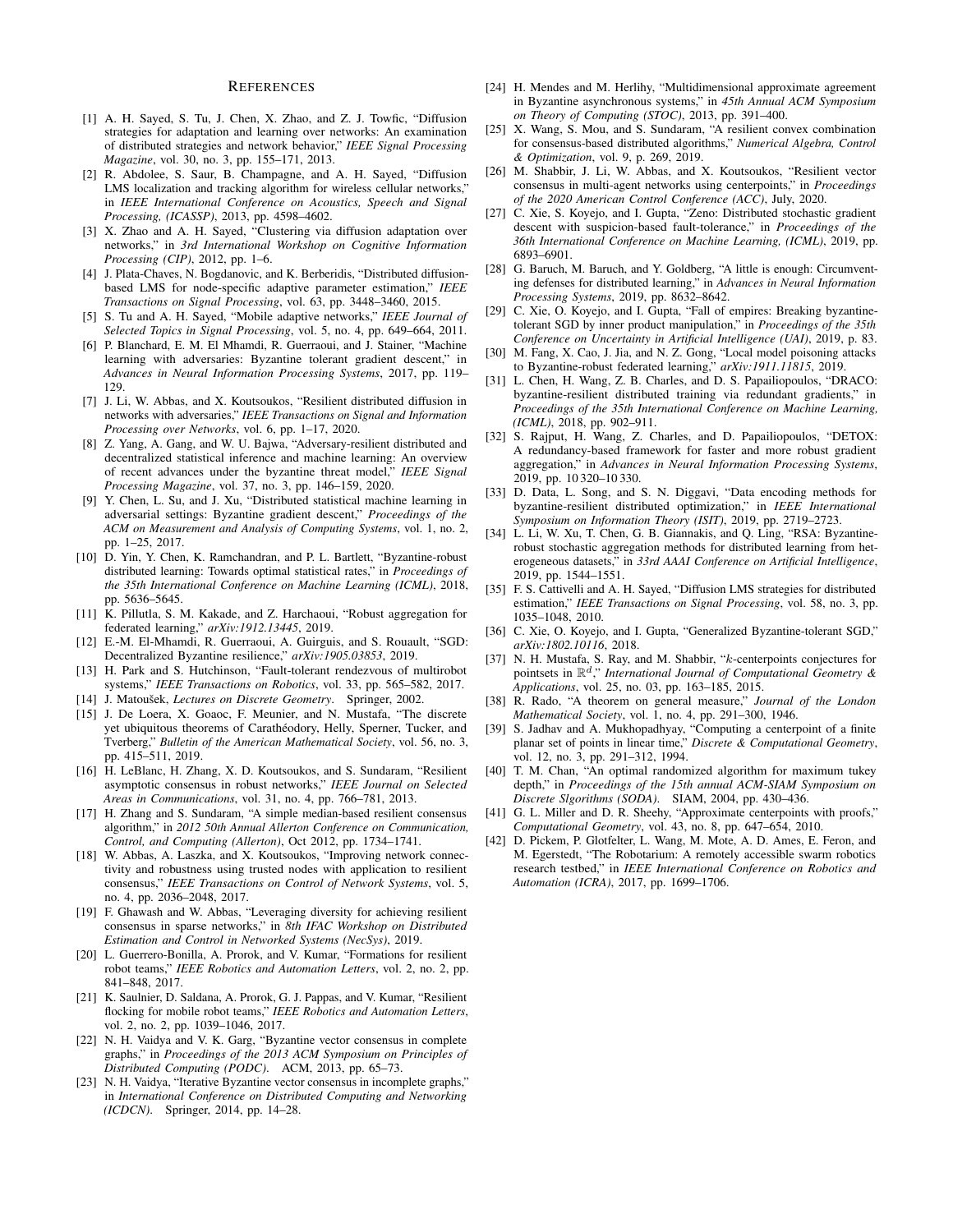# References

[1] A. H. Sayed, S. Tu, J. Chen, X. Zhao, and Z. J. Towfic, "Diffusion strategies for adaptation and learning over networks: An examination of distributed strategies and network behavior," *IEEE Signal Processing Magazine*, vol. 30, no. 3, pp. 155–171, 2013.

[2] R. Abdolee, S. Saur, B. Champagne, and A. H. Sayed, "Diffusion LMS localization and tracking algorithm for wireless cellular networks," in *IEEE International Conference on Acoustics, Speech and Signal Processing, (ICASSP)*, 2013, pp. 4598–4602.

[3] X. Zhao and A. H. Sayed, "Clustering via diffusion adaptation over networks," in *3rd International Workshop on Cognitive Information Processing (CIP)*, 2012, pp. 1–6.

[4] J. Plata-Chaves, N. Bogdanovic, and K. Berberidis, "Distributed diffusion-based LMS for node-specific adaptive parameter estimation," *IEEE Transactions on Signal Processing*, vol. 63, pp. 3448–3460, 2015.

[5] S. Tu and A. H. Sayed, "Mobile adaptive networks," *IEEE Journal of Selected Topics in Signal Processing*, vol. 5, no. 4, pp. 649–664, 2011.

[6] P. Blanchard, E. M. El Mhamdi, R. Guerraoui, and J. Stainer, "Machine learning with adversaries: Byzantine tolerant gradient descent," in *Advances in Neural Information Processing Systems*, 2017, pp. 119–129.

[7] J. Li, W. Abbas, and X. Koutsoukos, "Resilient distributed diffusion in networks with adversaries," *IEEE Transactions on Signal and Information Processing over Networks*, vol. 6, pp. 1–17, 2020.

[8] Z. Yang, A. Gang, and W. U. Bajwa, "Adversary-resilient distributed and decentralized statistical inference and machine learning: An overview of recent advances under the byzantine threat model," *IEEE Signal Processing Magazine*, vol. 37, no. 3, pp. 146–159, 2020.

[9] Y. Chen, L. Su, and J. Xu, "Distributed statistical machine learning in adversarial settings: Byzantine gradient descent," *Proceedings of the ACM on Measurement and Analysis of Computing Systems*, vol. 1, no. 2, pp. 1–25, 2017.

[10] D. Yin, Y. Chen, K. Ramchandran, and P. L. Bartlett, "Byzantine-robust distributed learning: Towards optimal statistical rates," in *Proceedings of the 35th International Conference on Machine Learning (ICML)*, 2018, pp. 5636–5645.

[11] K. Pillutla, S. M. Kakade, and Z. Harchaoui, "Robust aggregation for federated learning," *arXiv:1912.13445*, 2019.

[12] E.-M. El-Mhamdi, R. Guerraoui, A. Guirguis, and S. Rouault, "SGD: Decentralized Byzantine resilience," *arXiv:1905.03853*, 2019.

[13] H. Park and S. Hutchinson, "Fault-tolerant rendezvous of multirobot systems," *IEEE Transactions on Robotics*, vol. 33, pp. 565–582, 2017.

[14] J. Matoušek, *Lectures on Discrete Geometry*. Springer, 2002.

[15] J. De Loera, X. Goaoc, F. Meunier, and N. Mustafa, "The discrete yet ubiquitous theorems of Carathéodory, Helly, Sperner, Tucker, and Tverberg," *Bulletin of the American Mathematical Society*, vol. 56, no. 3, pp. 415–511, 2019.

[16] H. LeBlanc, H. Zhang, X. D. Koutsoukos, and S. Sundaram, "Resilient asymptotic consensus in robust networks," *IEEE Journal on Selected Areas in Communications*, vol. 31, no. 4, pp. 766–781, 2013.

[17] H. Zhang and S. Sundaram, "A simple median-based resilient consensus algorithm," in *2012 50th Annual Allerton Conference on Communication, Control, and Computing (Allerton)*, Oct 2012, pp. 1734–1741.

[18] W. Abbas, A. Laszka, and X. Koutsoukos, "Improving network connectivity and robustness using trusted nodes with application to resilient consensus," *IEEE Transactions on Control of Network Systems*, vol. 5, no. 4, pp. 2036–2048, 2017.

[19] F. Ghawash and W. Abbas, "Leveraging diversity for achieving resilient consensus in sparse networks," in *8th IFAC Workshop on Distributed Estimation and Control in Networked Systems (NecSys)*, 2019.

[20] L. Guerrero-Bonilla, A. Prorok, and V. Kumar, "Formations for resilient robot teams," *IEEE Robotics and Automation Letters*, vol. 2, no. 2, pp. 841–848, 2017.

[21] K. Saulnier, D. Saldana, A. Prorok, G. J. Pappas, and V. Kumar, "Resilient flocking for mobile robot teams," *IEEE Robotics and Automation Letters*, vol. 2, no. 2, pp. 1039–1046, 2017.

[22] N. H. Vaidya and V. K. Garg, "Byzantine vector consensus in complete graphs," in *Proceedings of the 2013 ACM Symposium on Principles of Distributed Computing (PODC)*. ACM, 2013, pp. 65–73.

[23] N. H. Vaidya, "Iterative Byzantine vector consensus in incomplete graphs," in *International Conference on Distributed Computing and Networking (ICDCN)*. Springer, 2014, pp. 14–28.

[24] H. Mendes and M. Herlihy, "Multidimensional approximate agreement in Byzantine asynchronous systems," in *45th Annual ACM Symposium on Theory of Computing (STOC)*, 2013, pp. 391–400.

[25] X. Wang, S. Mou, and S. Sundaram, "A resilient convex combination for consensus-based distributed algorithms," *Numerical Algebra, Control & Optimization*, vol. 9, p. 269, 2019.

[26] M. Shabbir, J. Li, W. Abbas, and X. Koutsoukos, "Resilient vector consensus in multi-agent networks using centerpoints," in *Proceedings of the 2020 American Control Conference (ACC)*, July, 2020.

[27] C. Xie, S. Koyejo, and I. Gupta, "Zeno: Distributed stochastic gradient descent with suspicion-based fault-tolerance," in *Proceedings of the 36th International Conference on Machine Learning, (ICML)*, 2019, pp. 6893–6901.

[28] G. Baruch, M. Baruch, and Y. Goldberg, "A little is enough: Circumventing defenses for distributed learning," in *Advances in Neural Information Processing Systems*, 2019, pp. 8632–8642.

[29] C. Xie, O. Koyejo, and I. Gupta, "Fall of empires: Breaking byzantine-tolerant SGD by inner product manipulation," in *Proceedings of the 35th Conference on Uncertainty in Artificial Intelligence (UAI)*, 2019, p. 83.

[30] M. Fang, X. Cao, J. Jia, and N. Z. Gong, "Local model poisoning attacks to Byzantine-robust federated learning," *arXiv:1911.11815*, 2019.

[31] L. Chen, H. Wang, Z. B. Charles, and D. S. Papailiopoulos, "DRACO: byzantine-resilient distributed training via redundant gradients," in *Proceedings of the 35th International Conference on Machine Learning, (ICML)*, 2018, pp. 902–911.

[32] S. Rajput, H. Wang, Z. Charles, and D. Papailiopoulos, "DETOX: A redundancy-based framework for faster and more robust gradient aggregation," in *Advances in Neural Information Processing Systems*, 2019, pp. 10 320–10 330.

[33] D. Data, L. Song, and S. N. Diggavi, "Data encoding methods for byzantine-resilient distributed optimization," in *IEEE International Symposium on Information Theory (ISIT)*, 2019, pp. 2719–2723.

[34] L. Li, W. Xu, T. Chen, G. B. Giannakis, and Q. Ling, "RSA: Byzantine-robust stochastic aggregation methods for distributed learning from heterogeneous datasets," in *33rd AAAI Conference on Artificial Intelligence*, 2019, pp. 1544–1551.

[35] F. S. Cattivelli and A. H. Sayed, "Diffusion LMS strategies for distributed estimation," *IEEE Transactions on Signal Processing*, vol. 58, no. 3, pp. 1035–1048, 2010.

[36] C. Xie, O. Koyejo, and I. Gupta, "Generalized Byzantine-tolerant SGD," *arXiv:1802.10116*, 2018.

[37] N. H. Mustafa, S. Ray, and M. Shabbir, "$k$-centerpoints conjectures for pointsets in $\mathbb{R}^d$," *International Journal of Computational Geometry & Applications*, vol. 25, no. 03, pp. 163–185, 2015.

[38] R. Rado, "A theorem on general measure," *Journal of the London Mathematical Society*, vol. 1, no. 4, pp. 291–300, 1946.

[39] S. Jadhav and A. Mukhopadhyay, "Computing a centerpoint of a finite planar set of points in linear time," *Discrete & Computational Geometry*, vol. 12, no. 3, pp. 291–312, 1994.

[40] T. M. Chan, "An optimal randomized algorithm for maximum tukey depth," in *Proceedings of the 15th annual ACM-SIAM Symposium on Discrete Slgorithms (SODA)*. SIAM, 2004, pp. 430–436.

[41] G. L. Miller and D. R. Sheehy, "Approximate centerpoints with proofs," *Computational Geometry*, vol. 43, no. 8, pp. 647–654, 2010.

[42] D. Pickem, P. Glotfelter, L. Wang, M. Mote, A. D. Ames, E. Feron, and M. Egerstedt, "The Robotarium: A remotely accessible swarm robotics research testbed," in *IEEE International Conference on Robotics and Automation (ICRA)*, 2017, pp. 1699–1706.